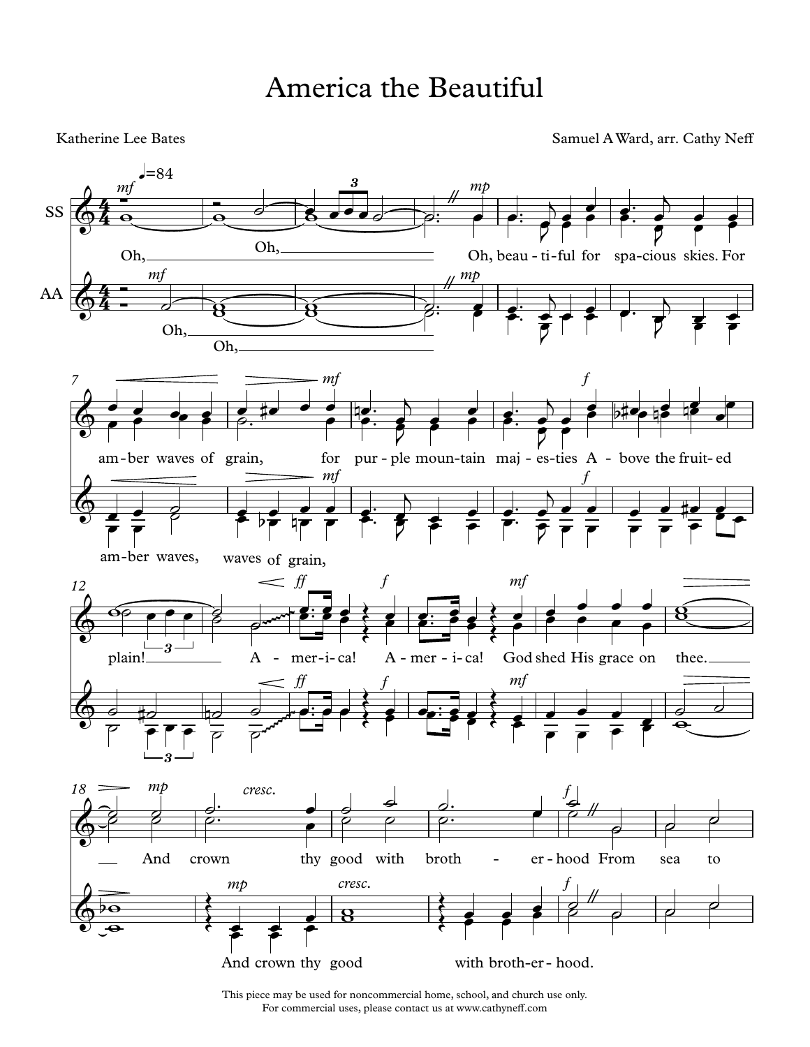# America the Beautiful

Katherine Lee Bates

Samuel A Ward, arr. Cathy Neff

This piece may be used for noncommercial home, school, and church use only.
For commercial uses, please contact us at www.cathyneff.com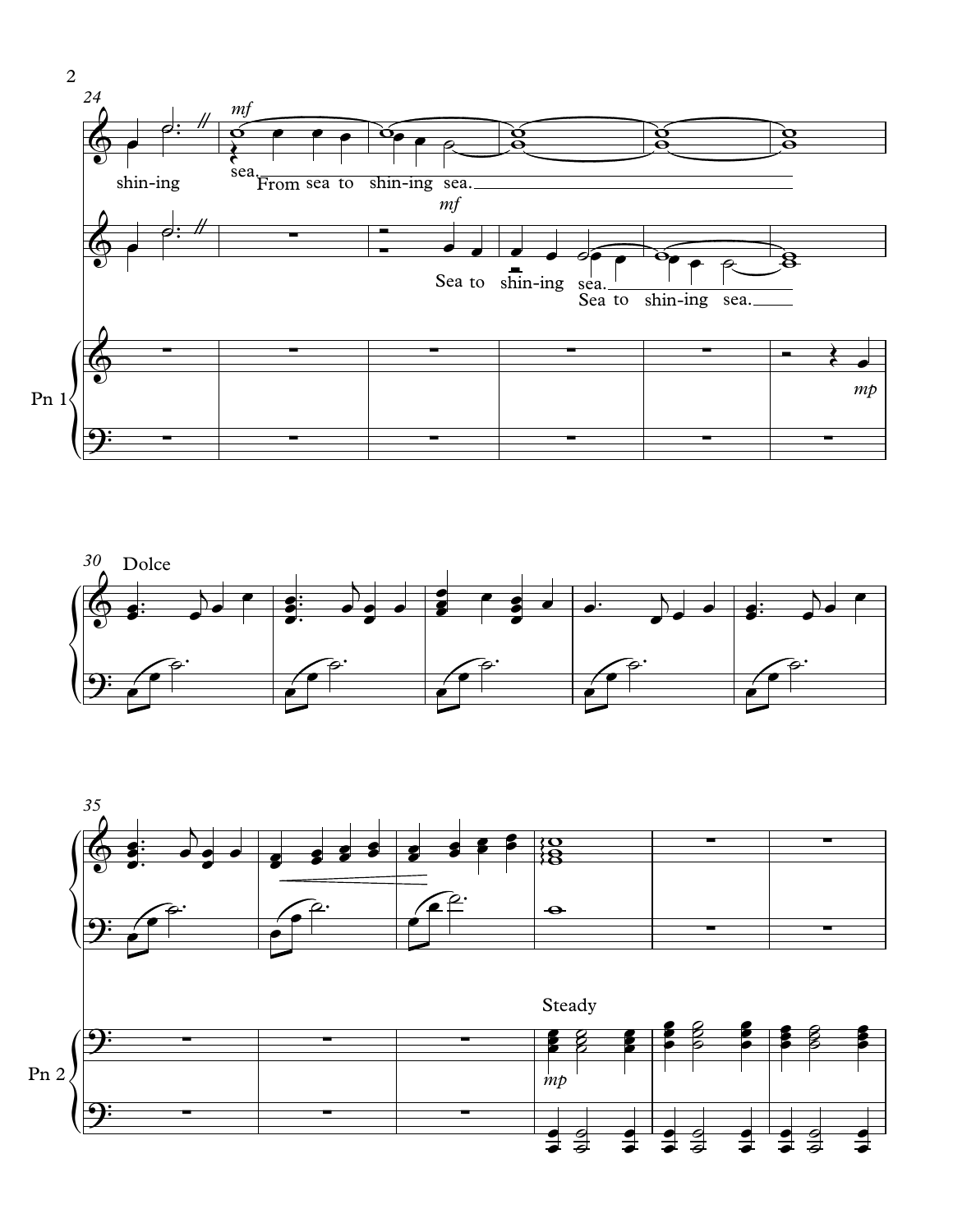shin-ing sea.

From sea to shin-ing sea.

Sea to shin-ing sea.

Sea to shin-ing sea.

Pn 1

Dolce

Steady

Pn 2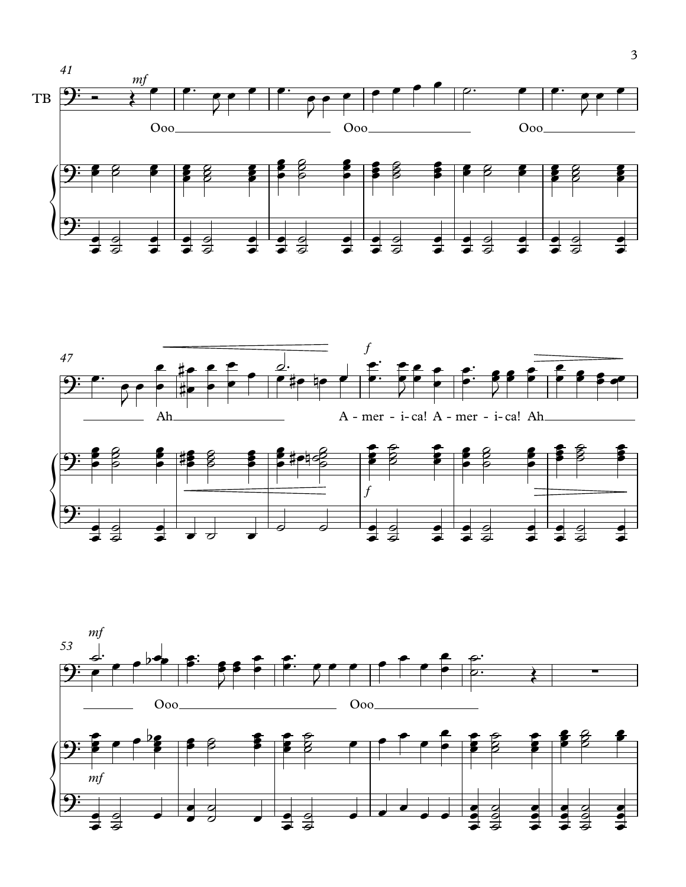41

TB

*mf*

Ooo Ooo Ooo

47

Ah A - mer - i - ca! A - mer - i - ca! Ah

*f*

*f*

53

*mf*

Ooo Ooo

*mf*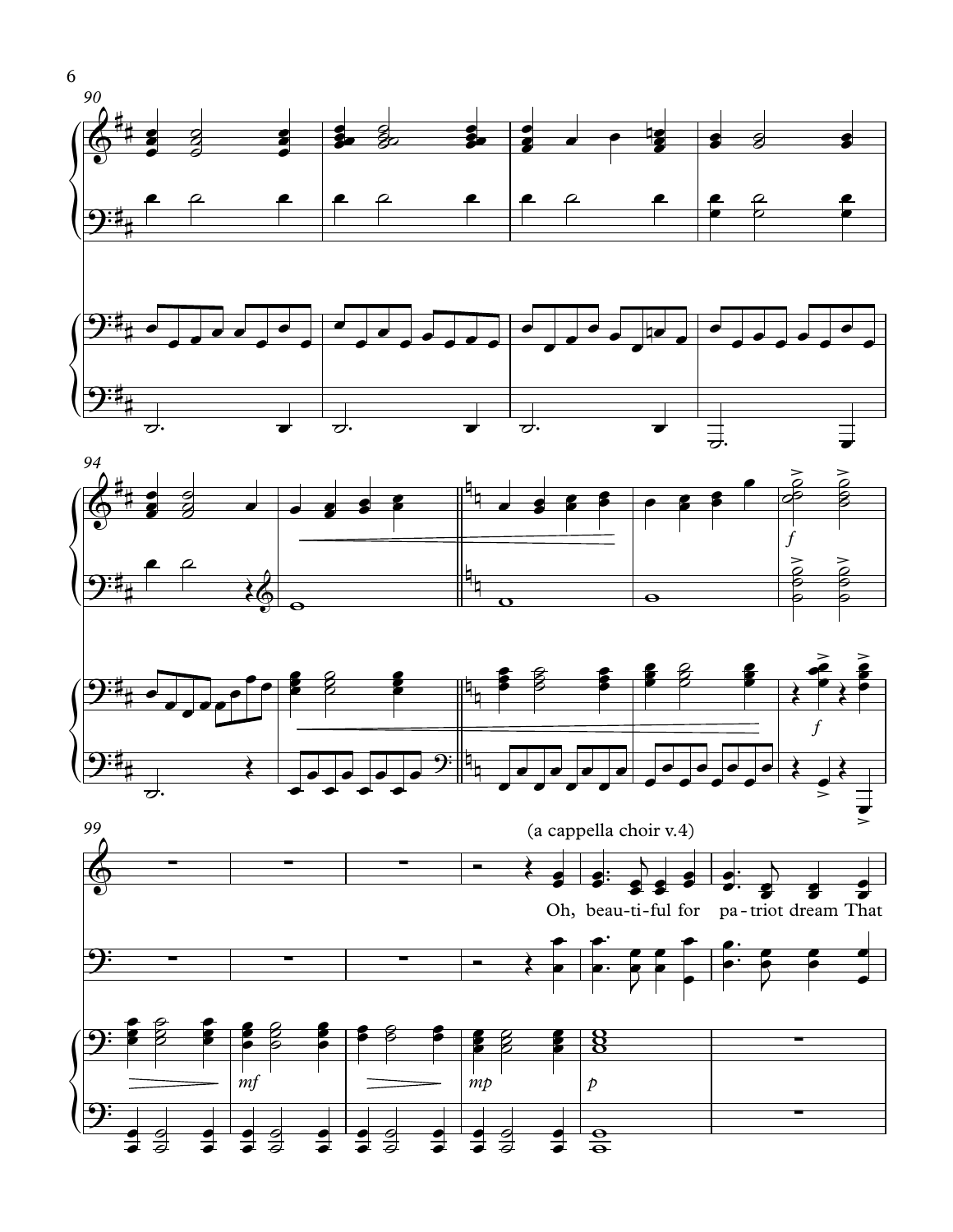(a cappella choir v.4)

Oh, beau-ti-ful for pa-triot dream That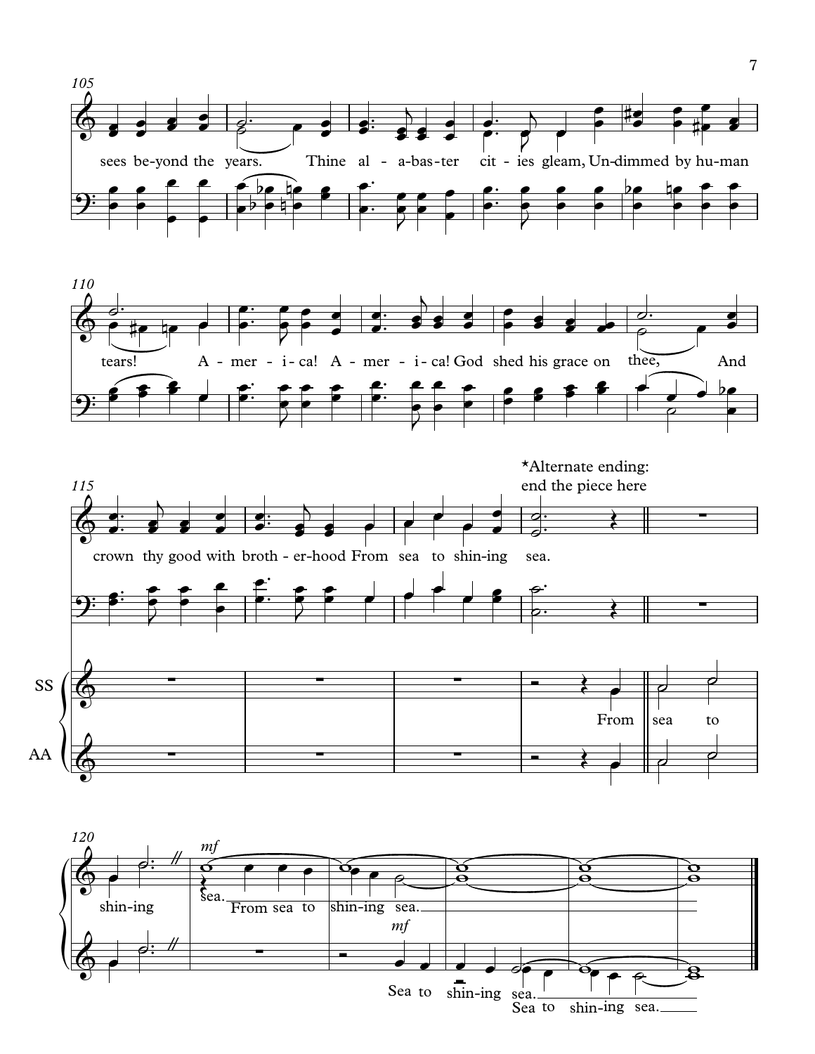105

sees be-yond the years. Thine al - a-bas-ter cit - ies gleam, Un-dimmed by hu-man

110

tears! A - mer - i - ca! A - mer - i - ca! God shed his grace on thee, And

115

*Alternate ending: end the piece here

crown thy good with broth - er-hood From sea to shin-ing sea.

SS

AA

From sea to

120

*mf*

shin-ing sea. From sea to shin-ing sea.

*mf*

Sea to shin-ing sea.

Sea to shin-ing sea.